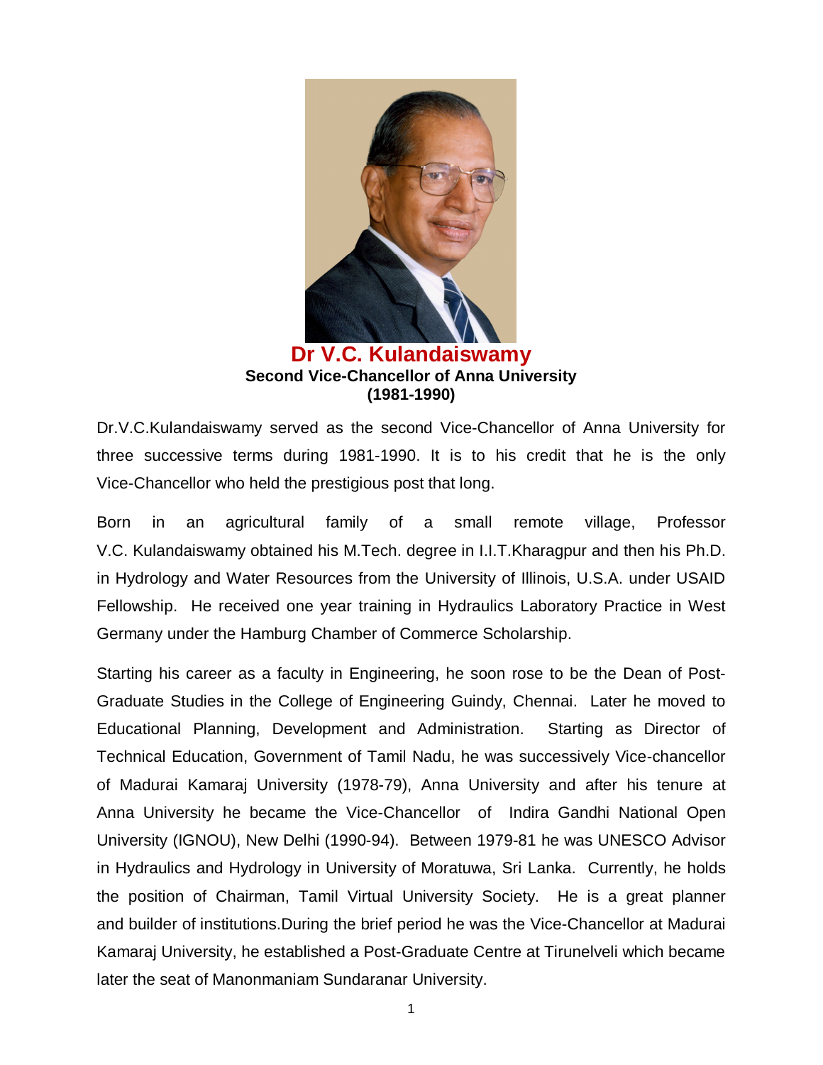# Dr V.C. Kulandaiswamy

**Second Vice-Chancellor of Anna University**
**(1981-1990)**

Dr.V.C.Kulandaiswamy served as the second Vice-Chancellor of Anna University for three successive terms during 1981-1990. It is to his credit that he is the only Vice-Chancellor who held the prestigious post that long.

Born in an agricultural family of a small remote village, Professor V.C. Kulandaiswamy obtained his M.Tech. degree in I.I.T.Kharagpur and then his Ph.D. in Hydrology and Water Resources from the University of Illinois, U.S.A. under USAID Fellowship. He received one year training in Hydraulics Laboratory Practice in West Germany under the Hamburg Chamber of Commerce Scholarship.

Starting his career as a faculty in Engineering, he soon rose to be the Dean of Post-Graduate Studies in the College of Engineering Guindy, Chennai. Later he moved to Educational Planning, Development and Administration. Starting as Director of Technical Education, Government of Tamil Nadu, he was successively Vice-chancellor of Madurai Kamaraj University (1978-79), Anna University and after his tenure at Anna University he became the Vice-Chancellor of Indira Gandhi National Open University (IGNOU), New Delhi (1990-94). Between 1979-81 he was UNESCO Advisor in Hydraulics and Hydrology in University of Moratuwa, Sri Lanka. Currently, he holds the position of Chairman, Tamil Virtual University Society. He is a great planner and builder of institutions.During the brief period he was the Vice-Chancellor at Madurai Kamaraj University, he established a Post-Graduate Centre at Tirunelveli which became later the seat of Manonmaniam Sundaranar University.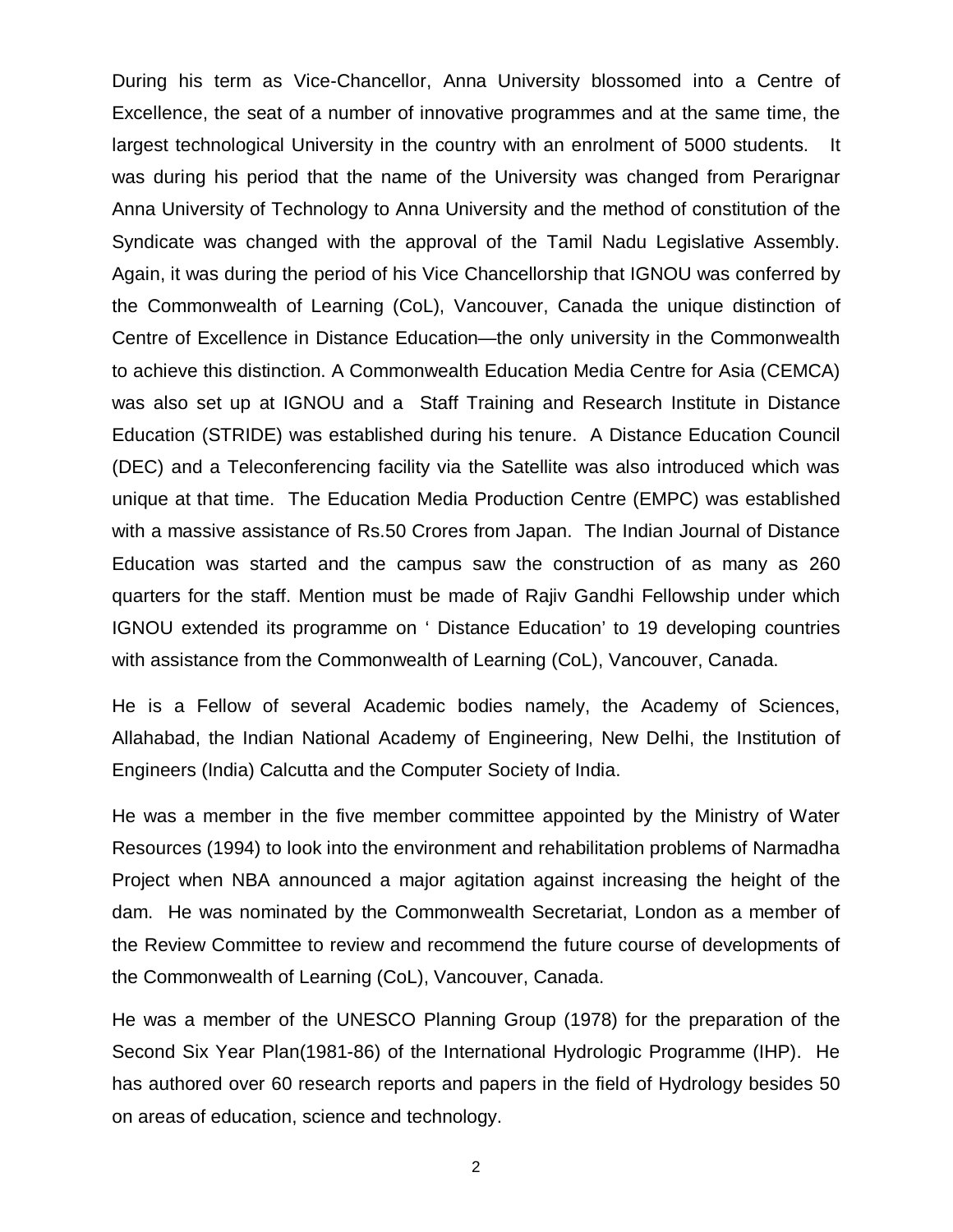During his term as Vice-Chancellor, Anna University blossomed into a Centre of Excellence, the seat of a number of innovative programmes and at the same time, the largest technological University in the country with an enrolment of 5000 students. It was during his period that the name of the University was changed from Perarignar Anna University of Technology to Anna University and the method of constitution of the Syndicate was changed with the approval of the Tamil Nadu Legislative Assembly. Again, it was during the period of his Vice Chancellorship that IGNOU was conferred by the Commonwealth of Learning (CoL), Vancouver, Canada the unique distinction of Centre of Excellence in Distance Education—the only university in the Commonwealth to achieve this distinction. A Commonwealth Education Media Centre for Asia (CEMCA) was also set up at IGNOU and a Staff Training and Research Institute in Distance Education (STRIDE) was established during his tenure. A Distance Education Council (DEC) and a Teleconferencing facility via the Satellite was also introduced which was unique at that time. The Education Media Production Centre (EMPC) was established with a massive assistance of Rs.50 Crores from Japan. The Indian Journal of Distance Education was started and the campus saw the construction of as many as 260 quarters for the staff. Mention must be made of Rajiv Gandhi Fellowship under which IGNOU extended its programme on ' Distance Education' to 19 developing countries with assistance from the Commonwealth of Learning (CoL), Vancouver, Canada.

He is a Fellow of several Academic bodies namely, the Academy of Sciences, Allahabad, the Indian National Academy of Engineering, New Delhi, the Institution of Engineers (India) Calcutta and the Computer Society of India.

He was a member in the five member committee appointed by the Ministry of Water Resources (1994) to look into the environment and rehabilitation problems of Narmadha Project when NBA announced a major agitation against increasing the height of the dam. He was nominated by the Commonwealth Secretariat, London as a member of the Review Committee to review and recommend the future course of developments of the Commonwealth of Learning (CoL), Vancouver, Canada.

He was a member of the UNESCO Planning Group (1978) for the preparation of the Second Six Year Plan(1981-86) of the International Hydrologic Programme (IHP). He has authored over 60 research reports and papers in the field of Hydrology besides 50 on areas of education, science and technology.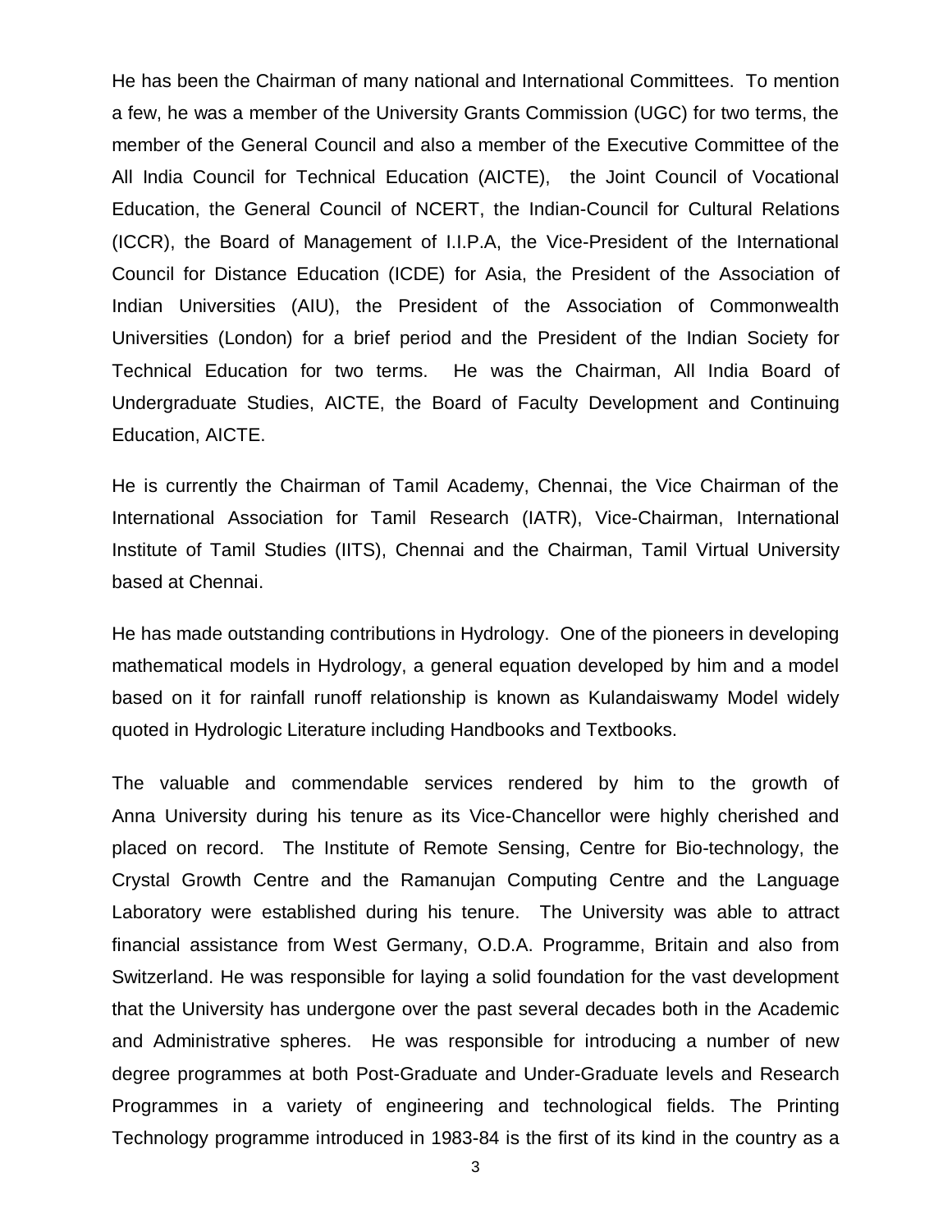He has been the Chairman of many national and International Committees. To mention a few, he was a member of the University Grants Commission (UGC) for two terms, the member of the General Council and also a member of the Executive Committee of the All India Council for Technical Education (AICTE), the Joint Council of Vocational Education, the General Council of NCERT, the Indian-Council for Cultural Relations (ICCR), the Board of Management of I.I.P.A, the Vice-President of the International Council for Distance Education (ICDE) for Asia, the President of the Association of Indian Universities (AIU), the President of the Association of Commonwealth Universities (London) for a brief period and the President of the Indian Society for Technical Education for two terms. He was the Chairman, All India Board of Undergraduate Studies, AICTE, the Board of Faculty Development and Continuing Education, AICTE.

He is currently the Chairman of Tamil Academy, Chennai, the Vice Chairman of the International Association for Tamil Research (IATR), Vice-Chairman, International Institute of Tamil Studies (IITS), Chennai and the Chairman, Tamil Virtual University based at Chennai.

He has made outstanding contributions in Hydrology. One of the pioneers in developing mathematical models in Hydrology, a general equation developed by him and a model based on it for rainfall runoff relationship is known as Kulandaiswamy Model widely quoted in Hydrologic Literature including Handbooks and Textbooks.

The valuable and commendable services rendered by him to the growth of Anna University during his tenure as its Vice-Chancellor were highly cherished and placed on record. The Institute of Remote Sensing, Centre for Bio-technology, the Crystal Growth Centre and the Ramanujan Computing Centre and the Language Laboratory were established during his tenure. The University was able to attract financial assistance from West Germany, O.D.A. Programme, Britain and also from Switzerland. He was responsible for laying a solid foundation for the vast development that the University has undergone over the past several decades both in the Academic and Administrative spheres. He was responsible for introducing a number of new degree programmes at both Post-Graduate and Under-Graduate levels and Research Programmes in a variety of engineering and technological fields. The Printing Technology programme introduced in 1983-84 is the first of its kind in the country as a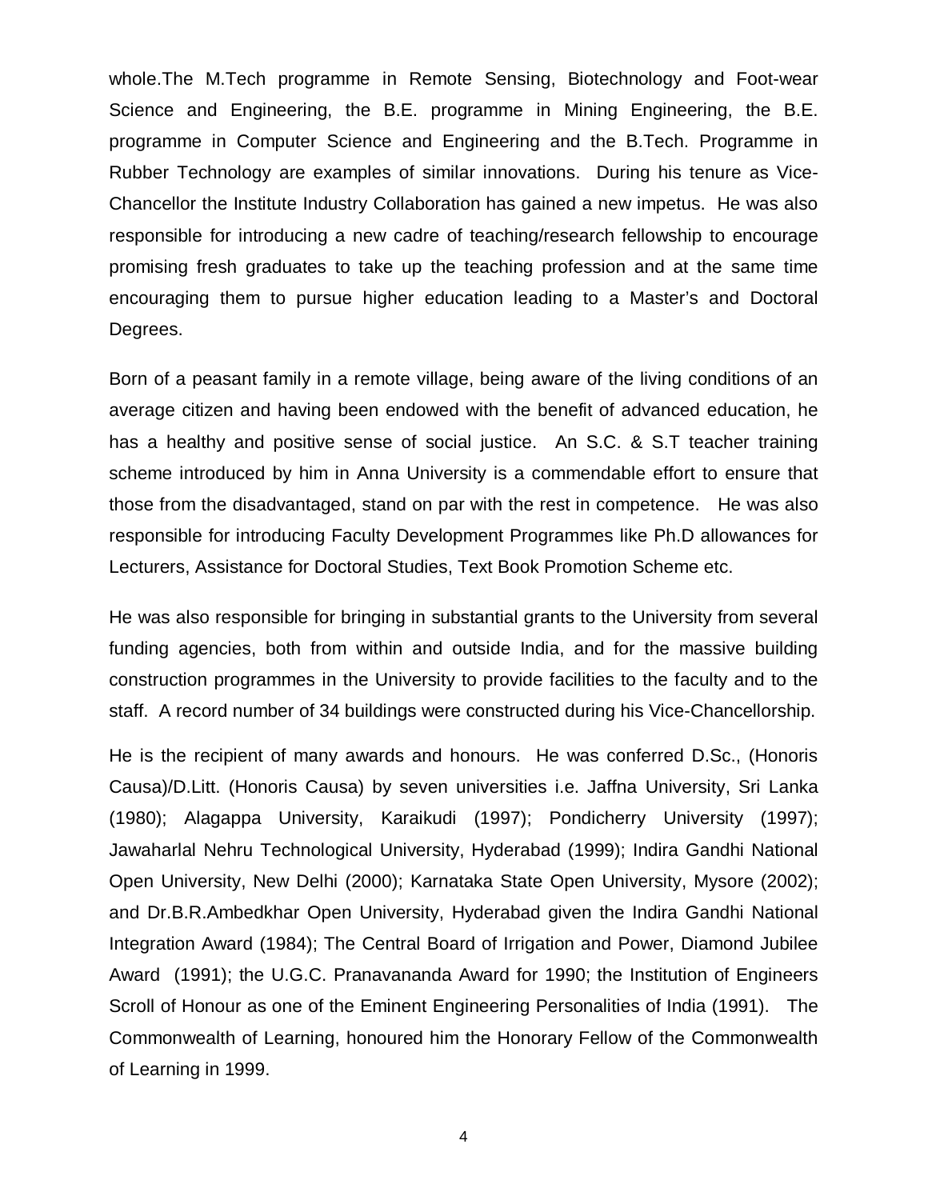whole.The M.Tech programme in Remote Sensing, Biotechnology and Foot-wear Science and Engineering, the B.E. programme in Mining Engineering, the B.E. programme in Computer Science and Engineering and the B.Tech. Programme in Rubber Technology are examples of similar innovations. During his tenure as Vice-Chancellor the Institute Industry Collaboration has gained a new impetus. He was also responsible for introducing a new cadre of teaching/research fellowship to encourage promising fresh graduates to take up the teaching profession and at the same time encouraging them to pursue higher education leading to a Master's and Doctoral Degrees.

Born of a peasant family in a remote village, being aware of the living conditions of an average citizen and having been endowed with the benefit of advanced education, he has a healthy and positive sense of social justice. An S.C. & S.T teacher training scheme introduced by him in Anna University is a commendable effort to ensure that those from the disadvantaged, stand on par with the rest in competence. He was also responsible for introducing Faculty Development Programmes like Ph.D allowances for Lecturers, Assistance for Doctoral Studies, Text Book Promotion Scheme etc.

He was also responsible for bringing in substantial grants to the University from several funding agencies, both from within and outside India, and for the massive building construction programmes in the University to provide facilities to the faculty and to the staff. A record number of 34 buildings were constructed during his Vice-Chancellorship.

He is the recipient of many awards and honours. He was conferred D.Sc., (Honoris Causa)/D.Litt. (Honoris Causa) by seven universities i.e. Jaffna University, Sri Lanka (1980); Alagappa University, Karaikudi (1997); Pondicherry University (1997); Jawaharlal Nehru Technological University, Hyderabad (1999); Indira Gandhi National Open University, New Delhi (2000); Karnataka State Open University, Mysore (2002); and Dr.B.R.Ambedkhar Open University, Hyderabad given the Indira Gandhi National Integration Award (1984); The Central Board of Irrigation and Power, Diamond Jubilee Award (1991); the U.G.C. Pranavananda Award for 1990; the Institution of Engineers Scroll of Honour as one of the Eminent Engineering Personalities of India (1991). The Commonwealth of Learning, honoured him the Honorary Fellow of the Commonwealth of Learning in 1999.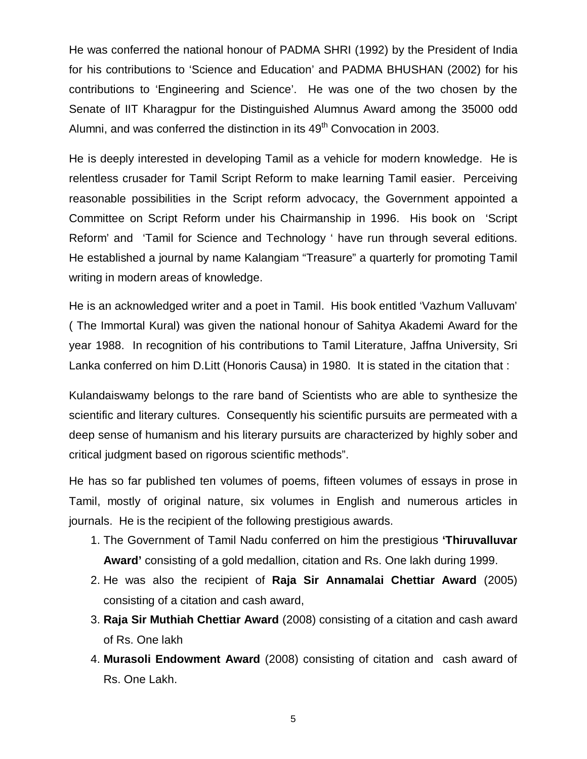He was conferred the national honour of PADMA SHRI (1992) by the President of India for his contributions to 'Science and Education' and PADMA BHUSHAN (2002) for his contributions to 'Engineering and Science'. He was one of the two chosen by the Senate of IIT Kharagpur for the Distinguished Alumnus Award among the 35000 odd Alumni, and was conferred the distinction in its 49th Convocation in 2003.

He is deeply interested in developing Tamil as a vehicle for modern knowledge. He is relentless crusader for Tamil Script Reform to make learning Tamil easier. Perceiving reasonable possibilities in the Script reform advocacy, the Government appointed a Committee on Script Reform under his Chairmanship in 1996. His book on 'Script Reform' and 'Tamil for Science and Technology ' have run through several editions. He established a journal by name Kalangiam "Treasure" a quarterly for promoting Tamil writing in modern areas of knowledge.

He is an acknowledged writer and a poet in Tamil. His book entitled 'Vazhum Valluvam' ( The Immortal Kural) was given the national honour of Sahitya Akademi Award for the year 1988. In recognition of his contributions to Tamil Literature, Jaffna University, Sri Lanka conferred on him D.Litt (Honoris Causa) in 1980. It is stated in the citation that :

Kulandaiswamy belongs to the rare band of Scientists who are able to synthesize the scientific and literary cultures. Consequently his scientific pursuits are permeated with a deep sense of humanism and his literary pursuits are characterized by highly sober and critical judgment based on rigorous scientific methods".

He has so far published ten volumes of poems, fifteen volumes of essays in prose in Tamil, mostly of original nature, six volumes in English and numerous articles in journals. He is the recipient of the following prestigious awards.

1. The Government of Tamil Nadu conferred on him the prestigious **'Thiruvalluvar Award'** consisting of a gold medallion, citation and Rs. One lakh during 1999.
2. He was also the recipient of **Raja Sir Annamalai Chettiar Award** (2005) consisting of a citation and cash award,
3. **Raja Sir Muthiah Chettiar Award** (2008) consisting of a citation and cash award of Rs. One lakh
4. **Murasoli Endowment Award** (2008) consisting of citation and cash award of Rs. One Lakh.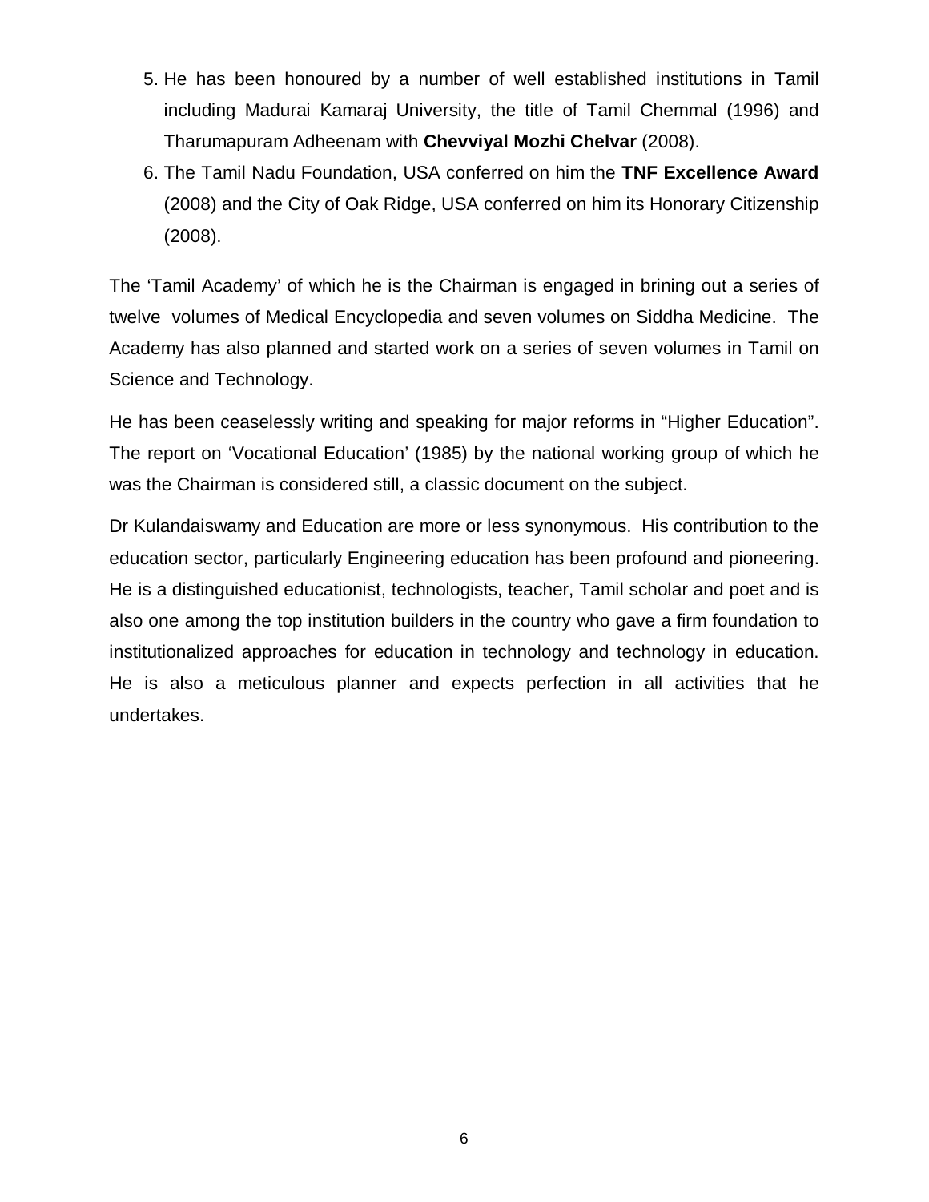5. He has been honoured by a number of well established institutions in Tamil including Madurai Kamaraj University, the title of Tamil Chemmal (1996) and Tharumapuram Adheenam with **Chevviyal Mozhi Chelvar** (2008).
6. The Tamil Nadu Foundation, USA conferred on him the **TNF Excellence Award** (2008) and the City of Oak Ridge, USA conferred on him its Honorary Citizenship (2008).

The 'Tamil Academy' of which he is the Chairman is engaged in brining out a series of twelve volumes of Medical Encyclopedia and seven volumes on Siddha Medicine. The Academy has also planned and started work on a series of seven volumes in Tamil on Science and Technology.

He has been ceaselessly writing and speaking for major reforms in "Higher Education". The report on 'Vocational Education' (1985) by the national working group of which he was the Chairman is considered still, a classic document on the subject.

Dr Kulandaiswamy and Education are more or less synonymous. His contribution to the education sector, particularly Engineering education has been profound and pioneering. He is a distinguished educationist, technologists, teacher, Tamil scholar and poet and is also one among the top institution builders in the country who gave a firm foundation to institutionalized approaches for education in technology and technology in education. He is also a meticulous planner and expects perfection in all activities that he undertakes.